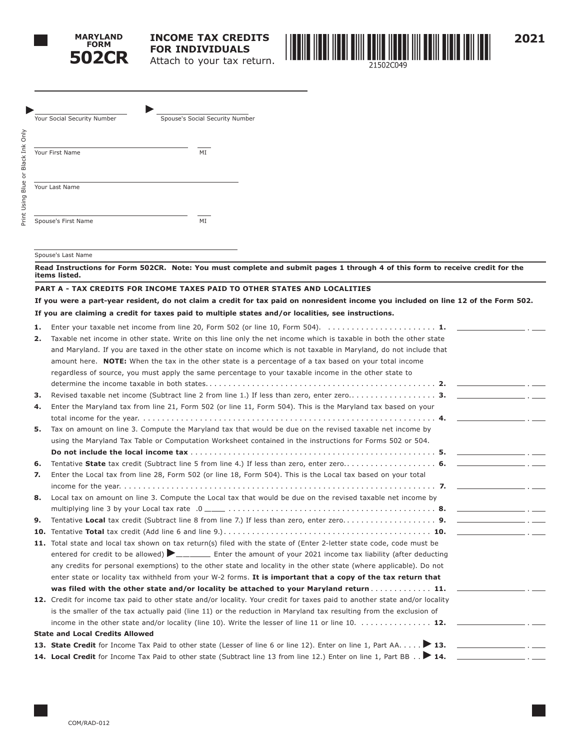**MARYLAND FORM 502CR**

# INCOME TAX CREDITS FOR INDIVIDUALS

Attach to your tax return.

21502C049

**2021**

Your Social Security Number ______ Spouse's Social Security Number ______

Your First Name ______ MI ___

Your Last Name ______

Spouse's First Name ______ MI ___

Spouse's Last Name ______

Print Using Blue or Black Ink Only

**Read Instructions for Form 502CR. Note: You must complete and submit pages 1 through 4 of this form to receive credit for the items listed.**

## PART A - TAX CREDITS FOR INCOME TAXES PAID TO OTHER STATES AND LOCALITIES

**If you were a part-year resident, do not claim a credit for tax paid on nonresident income you included on line 12 of the Form 502.**

**If you are claiming a credit for taxes paid to multiple states and/or localities, see instructions.**

1. Enter your taxable net income from line 20, Form 502 (or line 10, Form 504). . . . . . . . . . . . . . . . . . . . . . . . **1.** ______ . ___
2. Taxable net income in other state. Write on this line only the net income which is taxable in both the other state and Maryland. If you are taxed in the other state on income which is not taxable in Maryland, do not include that amount here. **NOTE:** When the tax in the other state is a percentage of a tax based on your total income regardless of source, you must apply the same percentage to your taxable income in the other state to determine the income taxable in both states. . . . . . . . . . . . . . . . . . . . . . . . . . . . . . . . . . . . . . . . . . . . . . . . . **2.** ______ . ___
3. Revised taxable net income (Subtract line 2 from line 1.) If less than zero, enter zero. . . . . . . . . . . . . . . . . . . **3.** ______ . ___
4. Enter the Maryland tax from line 21, Form 502 (or line 11, Form 504). This is the Maryland tax based on your total income for the year. . . . . . . . . . . . . . . . . . . . . . . . . . . . . . . . . . . . . . . . . . . . . . . . . . . . . . . . . . . . . . **4.** ______ . ___
5. Tax on amount on line 3. Compute the Maryland tax that would be due on the revised taxable net income by using the Maryland Tax Table or Computation Worksheet contained in the instructions for Forms 502 or 504. **Do not include the local income tax** . . . . . . . . . . . . . . . . . . . . . . . . . . . . . . . . . . . . . . . . . . . . . . . . . . **5.** ______ . ___
6. Tentative **State** tax credit (Subtract line 5 from line 4.) If less than zero, enter zero. . . . . . . . . . . . . . . . . . . . **6.** ______ . ___
7. Enter the Local tax from line 28, Form 502 (or line 18, Form 504). This is the Local tax based on your total income for the year. . . . . . . . . . . . . . . . . . . . . . . . . . . . . . . . . . . . . . . . . . . . . . . . . . . . . . . . . . . . . . . . . . . **7.** ______ . ___
8. Local tax on amount on line 3. Compute the Local tax that would be due on the revised taxable net income by multiplying line 3 by your Local tax rate .0 ____ . . . . . . . . . . . . . . . . . . . . . . . . . . . . . . . . . . . . . . . . . . . . **8.** ______ . ___
9. Tentative **Local** tax credit (Subtract line 8 from line 7.) If less than zero, enter zero. . . . . . . . . . . . . . . . . . . . **9.** ______ . ___
10. Tentative **Total** tax credit (Add line 6 and line 9.) . . . . . . . . . . . . . . . . . . . . . . . . . . . . . . . . . . . . . . . . . . . . **10.** ______ . ___
11. Total state and local tax shown on tax return(s) filed with the state of (Enter 2-letter state code, code must be entered for credit to be allowed) ▶______ Enter the amount of your 2021 income tax liability (after deducting any credits for personal exemptions) to the other state and locality in the other state (where applicable). Do not enter state or locality tax withheld from your W-2 forms. **It is important that a copy of the tax return that was filed with the other state and/or locality be attached to your Maryland return** . . . . . . . . . . . . . **11.** ______ . ___
12. Credit for income tax paid to other state and/or locality. Your credit for taxes paid to another state and/or locality is the smaller of the tax actually paid (line 11) or the reduction in Maryland tax resulting from the exclusion of income in the other state and/or locality (line 10). Write the lesser of line 11 or line 10. . . . . . . . . . . . . . . . **12.** ______ . ___

**State and Local Credits Allowed**

13. **State Credit** for Income Tax Paid to other state (Lesser of line 6 or line 12). Enter on line 1, Part AA. . . . . ▶ **13.** ______ . ___
14. **Local Credit** for Income Tax Paid to other state (Subtract line 13 from line 12.) Enter on line 1, Part BB . . ▶ **14.** ______ . ___

COM/RAD-012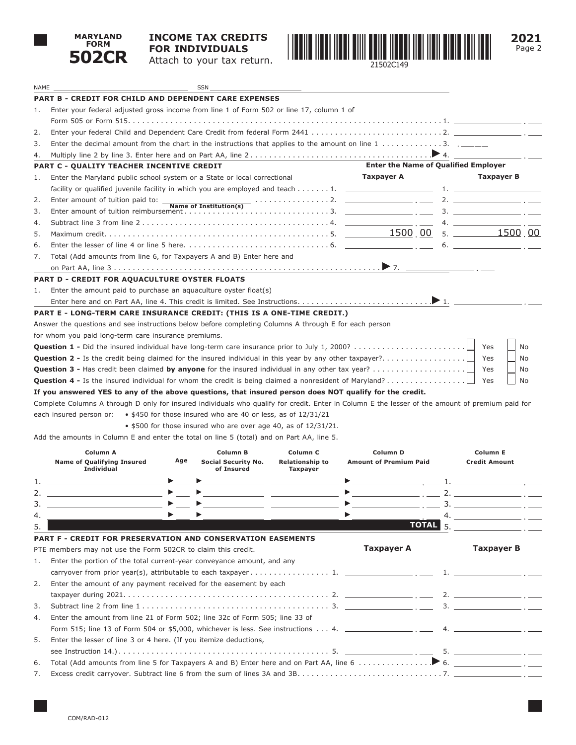**MARYLAND FORM 502CR**

**INCOME TAX CREDITS FOR INDIVIDUALS**

Attach to your tax return.

21502C149

**2021**

NAME ______________________ SSN ______________________

## PART B - CREDIT FOR CHILD AND DEPENDENT CARE EXPENSES

1. Enter your federal adjusted gross income from line 1 of Form 502 or line 17, column 1 of Form 505 or Form 515. . . . . 1. ________
2. Enter your federal Child and Dependent Care Credit from federal Form 2441 . . . . . 2. ________
3. Enter the decimal amount from the chart in the instructions that applies to the amount on line 1 . . . . . 3. .______
4. Multiply line 2 by line 3. Enter here and on Part AA, line 2 . . . . . ▶ 4. ________

## PART C - QUALITY TEACHER INCENTIVE CREDIT

| | | Enter the Name of Qualified Employer | |
|---|---|---|---|
| | | **Taxpayer A** | **Taxpayer B** |
| 1. | Enter the Maryland public school system or a State or local correctional facility or qualified juvenile facility in which you are employed and teach . . . . . . . 1. | | 1. |
| 2. | Enter amount of tuition paid to: ______ (Name of Institution(s)) . . . . . 2. | | 2. |
| 3. | Enter amount of tuition reimbursement . . . . . 3. | | 3. |
| 4. | Subtract line 3 from line 2 . . . . . 4. | | 4. |
| 5. | Maximum credit. . . . . 5. | 1500 00 | 5. 1500 00 |
| 6. | Enter the lesser of line 4 or line 5 here. . . . . 6. | | 6. |

7. Total (Add amounts from line 6, for Taxpayers A and B) Enter here and on Part AA, line 3 . . . . . ▶ 7. ________

## PART D - CREDIT FOR AQUACULTURE OYSTER FLOATS

1. Enter the amount paid to purchase an aquaculture oyster float(s) Enter here and on Part AA, line 4. This credit is limited. See Instructions. . . . . ▶ 1. ________

## PART E - LONG-TERM CARE INSURANCE CREDIT: (THIS IS A ONE-TIME CREDIT.)

Answer the questions and see instructions below before completing Columns A through E for each person for whom you paid long-term care insurance premiums.

**Question 1 -** Did the insured individual have long-term care insurance prior to July 1, 2000? . . . . . ☐ Yes ☐ No

**Question 2 -** Is the credit being claimed for the insured individual in this year by any other taxpayer?. . . . . ☐ Yes ☐ No

**Question 3 -** Has credit been claimed **by anyone** for the insured individual in any other tax year? . . . . . ☐ Yes ☐ No

**Question 4 -** Is the insured individual for whom the credit is being claimed a nonresident of Maryland? . . . . . ☐ Yes ☐ No

**If you answered YES to any of the above questions, that insured person does NOT qualify for the credit.**

Complete Columns A through D only for insured individuals who qualify for credit. Enter in Column E the lesser of the amount of premium paid for each insured person or:
- $450 for those insured who are 40 or less, as of 12/31/21
- $500 for those insured who are over age 40, as of 12/31/21.

Add the amounts in Column E and enter the total on line 5 (total) and on Part AA, line 5.

| | Column A Name of Qualifying Insured Individual | Age | Column B Social Security No. of Insured | Column C Relationship to Taxpayer | Column D Amount of Premium Paid | Column E Credit Amount |
|---|---|---|---|---|---|---|
| 1. | | ▶ | ▶ | | ▶ | 1. |
| 2. | | ▶ | ▶ | | ▶ | 2. |
| 3. | | ▶ | ▶ | | ▶ | 3. |
| 4. | | ▶ | ▶ | | ▶ | 4. |
| 5. | | | | | **TOTAL** | 5. |

## PART F - CREDIT FOR PRESERVATION AND CONSERVATION EASEMENTS

PTE members may not use the Form 502CR to claim this credit.

| | | **Taxpayer A** | **Taxpayer B** |
|---|---|---|---|
| 1. | Enter the portion of the total current-year conveyance amount, and any carryover from prior year(s), attributable to each taxpayer . . . . . 1. | | 1. |
| 2. | Enter the amount of any payment received for the easement by each taxpayer during 2021. . . . . 2. | | 2. |
| 3. | Subtract line 2 from line 1 . . . . . 3. | | 3. |
| 4. | Enter the amount from line 21 of Form 502; line 32c of Form 505; line 33 of Form 515; line 13 of Form 504 or $5,000, whichever is less. See instructions . . . 4. | | 4. |
| 5. | Enter the lesser of line 3 or 4 here. (If you itemize deductions, see Instruction 14.) . . . . . 5. | | 5. |

6. Total (Add amounts from line 5 for Taxpayers A and B) Enter here and on Part AA, line 6 . . . . . ▶ 6. ________
7. Excess credit carryover. Subtract line 6 from the sum of lines 3A and 3B. . . . . 7. ________

COM/RAD-012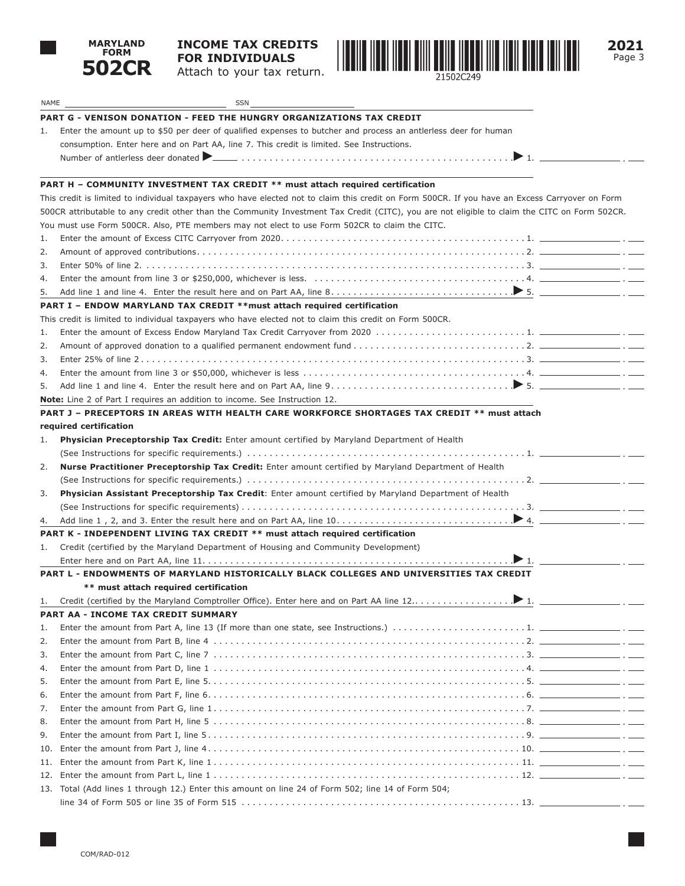**MARYLAND FORM 502CR**

**INCOME TAX CREDITS FOR INDIVIDUALS**
Attach to your tax return.

21502C249

**2021**

NAME ________________ SSN ________________

**PART G - VENISON DONATION - FEED THE HUNGRY ORGANIZATIONS TAX CREDIT**

1. Enter the amount up to $50 per deer of qualified expenses to butcher and process an antlerless deer for human consumption. Enter here and on Part AA, line 7. This credit is limited. See Instructions.
   Number of antlerless deer donated ▶ ______ ▶ 1. ________

**PART H – COMMUNITY INVESTMENT TAX CREDIT ** must attach required certification**

This credit is limited to individual taxpayers who have elected not to claim this credit on Form 500CR. If you have an Excess Carryover on Form 500CR attributable to any credit other than the Community Investment Tax Credit (CITC), you are not eligible to claim the CITC on Form 502CR. You must use Form 500CR. Also, PTE members may not elect to use Form 502CR to claim the CITC.

1. Enter the amount of Excess CITC Carryover from 2020 . . . 1. ________
2. Amount of approved contributions . . . 2. ________
3. Enter 50% of line 2 . . . 3. ________
4. Enter the amount from line 3 or $250,000, whichever is less. . . . 4. ________
5. Add line 1 and line 4. Enter the result here and on Part AA, line 8 . . . ▶ 5. ________

**PART I – ENDOW MARYLAND TAX CREDIT **must attach required certification**

This credit is limited to individual taxpayers who have elected not to claim this credit on Form 500CR.

1. Enter the amount of Excess Endow Maryland Tax Credit Carryover from 2020 . . . 1. ________
2. Amount of approved donation to a qualified permanent endowment fund . . . 2. ________
3. Enter 25% of line 2 . . . 3. ________
4. Enter the amount from line 3 or $50,000, whichever is less . . . 4. ________
5. Add line 1 and line 4. Enter the result here and on Part AA, line 9 . . . ▶ 5. ________

**Note:** Line 2 of Part I requires an addition to income. See Instruction 12.

**PART J – PRECEPTORS IN AREAS WITH HEALTH CARE WORKFORCE SHORTAGES TAX CREDIT ** must attach required certification**

1. **Physician Preceptorship Tax Credit:** Enter amount certified by Maryland Department of Health (See Instructions for specific requirements.) . . . 1. ________
2. **Nurse Practitioner Preceptorship Tax Credit:** Enter amount certified by Maryland Department of Health (See Instructions for specific requirements.) . . . 2. ________
3. **Physician Assistant Preceptorship Tax Credit**: Enter amount certified by Maryland Department of Health (See Instructions for specific requirements) . . . 3. ________
4. Add line 1 , 2, and 3. Enter the result here and on Part AA, line 10 . . . ▶ 4. ________

**PART K - INDEPENDENT LIVING TAX CREDIT ** must attach required certification**

1. Credit (certified by the Maryland Department of Housing and Community Development) Enter here and on Part AA, line 11 . . . ▶ 1. ________

**PART L - ENDOWMENTS OF MARYLAND HISTORICALLY BLACK COLLEGES AND UNIVERSITIES TAX CREDIT ** must attach required certification**

1. Credit (certified by the Maryland Comptroller Office). Enter here and on Part AA line 12 . . . ▶ 1. ________

**PART AA - INCOME TAX CREDIT SUMMARY**

1. Enter the amount from Part A, line 13 (If more than one state, see Instructions.) . . . 1. ________
2. Enter the amount from Part B, line 4 . . . 2. ________
3. Enter the amount from Part C, line 7 . . . 3. ________
4. Enter the amount from Part D, line 1 . . . 4. ________
5. Enter the amount from Part E, line 5 . . . 5. ________
6. Enter the amount from Part F, line 6 . . . 6. ________
7. Enter the amount from Part G, line 1 . . . 7. ________
8. Enter the amount from Part H, line 5 . . . 8. ________
9. Enter the amount from Part I, line 5 . . . 9. ________
10. Enter the amount from Part J, line 4 . . . 10. ________
11. Enter the amount from Part K, line 1 . . . 11. ________
12. Enter the amount from Part L, line 1 . . . 12. ________
13. Total (Add lines 1 through 12.) Enter this amount on line 24 of Form 502; line 14 of Form 504; line 34 of Form 505 or line 35 of Form 515 . . . 13. ________

COM/RAD-012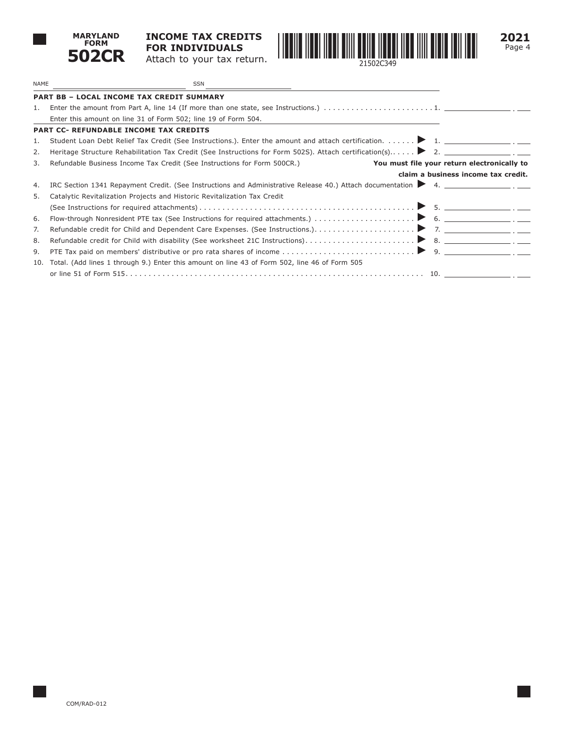**MARYLAND FORM 502CR**

# INCOME TAX CREDITS FOR INDIVIDUALS

Attach to your tax return.

21502C349

**2021**

NAME ______________________ SSN ______________________

## PART BB – LOCAL INCOME TAX CREDIT SUMMARY

1. Enter the amount from Part A, line 14 (If more than one state, see Instructions.) . . . . . . . . . . 1. ____________ . ___

   Enter this amount on line 31 of Form 502; line 19 of Form 504.

## PART CC- REFUNDABLE INCOME TAX CREDITS

1. Student Loan Debt Relief Tax Credit (See Instructions.). Enter the amount and attach certification. . . . . . . ▶ 1. ____________ . ___
2. Heritage Structure Rehabilitation Tax Credit (See Instructions for Form 502S). Attach certification(s). . . . . . ▶ 2. ____________ . ___
3. Refundable Business Income Tax Credit (See Instructions for Form 500CR.) **You must file your return electronically to claim a business income tax credit.**
4. IRC Section 1341 Repayment Credit. (See Instructions and Administrative Release 40.) Attach documentation ▶ 4. ____________ . ___
5. Catalytic Revitalization Projects and Historic Revitalization Tax Credit (See Instructions for required attachments) . . . . . . . . . . ▶ 5. ____________ . ___
6. Flow-through Nonresident PTE tax (See Instructions for required attachments.) . . . . . . . . . . ▶ 6. ____________ . ___
7. Refundable credit for Child and Dependent Care Expenses. (See Instructions.). . . . . . . . . . ▶ 7. ____________ . ___
8. Refundable credit for Child with disability (See worksheet 21C Instructions). . . . . . . . . . ▶ 8. ____________ . ___
9. PTE Tax paid on members' distributive or pro rata shares of income . . . . . . . . . . ▶ 9. ____________ . ___
10. Total. (Add lines 1 through 9.) Enter this amount on line 43 of Form 502, line 46 of Form 505 or line 51 of Form 515. . . . . . . . . . 10. ____________ . ___

COM/RAD-012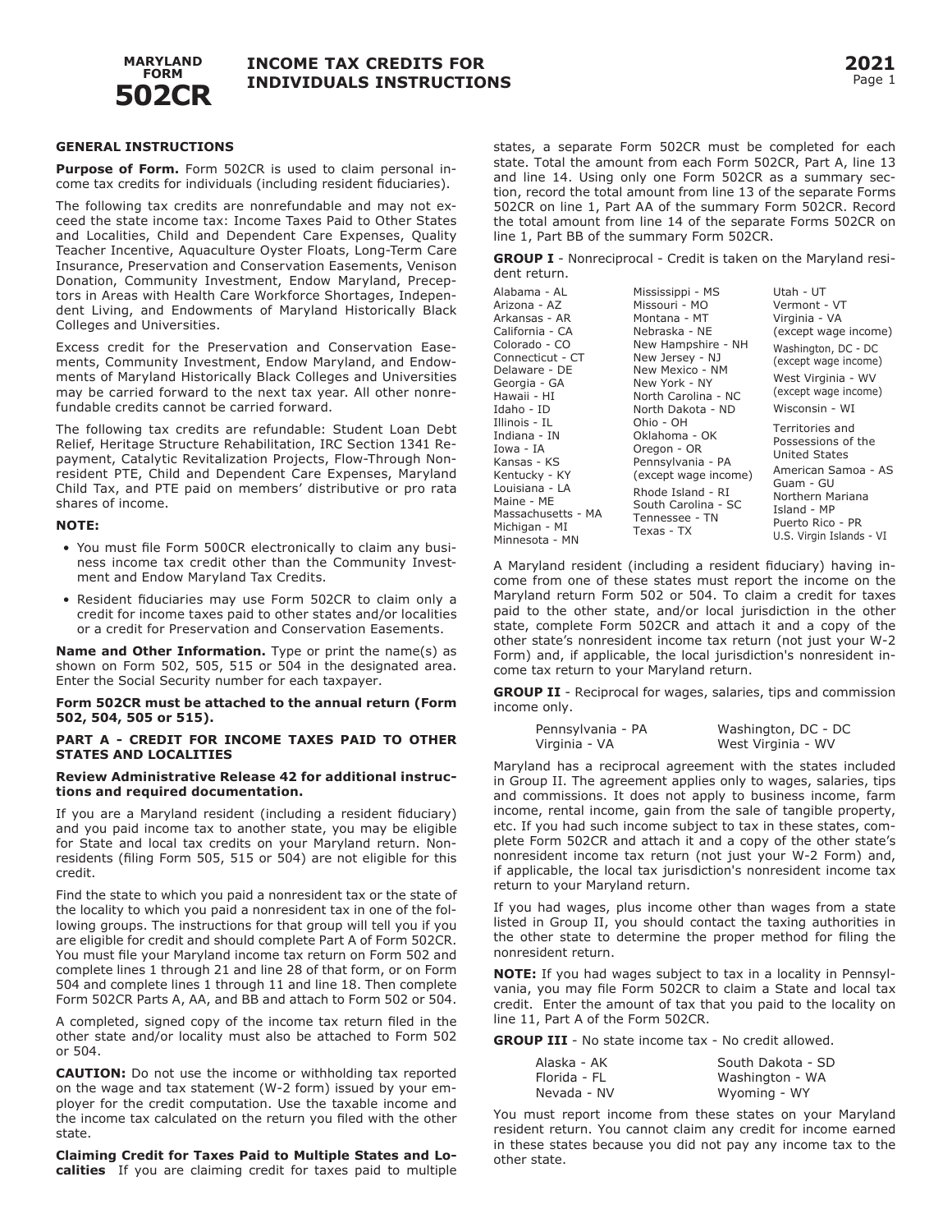# MARYLAND FORM 502CR

## INCOME TAX CREDITS FOR INDIVIDUALS INSTRUCTIONS

**2021**

### GENERAL INSTRUCTIONS

**Purpose of Form.** Form 502CR is used to claim personal income tax credits for individuals (including resident fiduciaries).

The following tax credits are nonrefundable and may not exceed the state income tax: Income Taxes Paid to Other States and Localities, Child and Dependent Care Expenses, Quality Teacher Incentive, Aquaculture Oyster Floats, Long-Term Care Insurance, Preservation and Conservation Easements, Venison Donation, Community Investment, Endow Maryland, Preceptors in Areas with Health Care Workforce Shortages, Independent Living, and Endowments of Maryland Historically Black Colleges and Universities.

Excess credit for the Preservation and Conservation Easements, Community Investment, Endow Maryland, and Endowments of Maryland Historically Black Colleges and Universities may be carried forward to the next tax year. All other nonrefundable credits cannot be carried forward.

The following tax credits are refundable: Student Loan Debt Relief, Heritage Structure Rehabilitation, IRC Section 1341 Repayment, Catalytic Revitalization Projects, Flow-Through Nonresident PTE, Child and Dependent Care Expenses, Maryland Child Tax, and PTE paid on members' distributive or pro rata shares of income.

**NOTE:**

- You must file Form 500CR electronically to claim any business income tax credit other than the Community Investment and Endow Maryland Tax Credits.
- Resident fiduciaries may use Form 502CR to claim only a credit for income taxes paid to other states and/or localities or a credit for Preservation and Conservation Easements.

**Name and Other Information.** Type or print the name(s) as shown on Form 502, 505, 515 or 504 in the designated area. Enter the Social Security number for each taxpayer.

**Form 502CR must be attached to the annual return (Form 502, 504, 505 or 515).**

### PART A - CREDIT FOR INCOME TAXES PAID TO OTHER STATES AND LOCALITIES

**Review Administrative Release 42 for additional instructions and required documentation.**

If you are a Maryland resident (including a resident fiduciary) and you paid income tax to another state, you may be eligible for State and local tax credits on your Maryland return. Nonresidents (filing Form 505, 515 or 504) are not eligible for this credit.

Find the state to which you paid a nonresident tax or the state of the locality to which you paid a nonresident tax in one of the following groups. The instructions for that group will tell you if you are eligible for credit and should complete Part A of Form 502CR. You must file your Maryland income tax return on Form 502 and complete lines 1 through 21 and line 28 of that form, or on Form 504 and complete lines 1 through 11 and line 18. Then complete Form 502CR Parts A, AA, and BB and attach to Form 502 or 504.

A completed, signed copy of the income tax return filed in the other state and/or locality must also be attached to Form 502 or 504.

**CAUTION:** Do not use the income or withholding tax reported on the wage and tax statement (W-2 form) issued by your employer for the credit computation. Use the taxable income and the income tax calculated on the return you filed with the other state.

**Claiming Credit for Taxes Paid to Multiple States and Localities** If you are claiming credit for taxes paid to multiple states, a separate Form 502CR must be completed for each state. Total the amount from each Form 502CR, Part A, line 13 and line 14. Using only one Form 502CR as a summary section, record the total amount from line 13 of the separate Forms 502CR on line 1, Part AA of the summary Form 502CR. Record the total amount from line 14 of the separate Forms 502CR on line 1, Part BB of the summary Form 502CR.

**GROUP I** - Nonreciprocal - Credit is taken on the Maryland resident return.

Alabama - AL
Arizona - AZ
Arkansas - AR
California - CA
Colorado - CO
Connecticut - CT
Delaware - DE
Georgia - GA
Hawaii - HI
Idaho - ID
Illinois - IL
Indiana - IN
Iowa - IA
Kansas - KS
Kentucky - KY
Louisiana - LA
Maine - ME
Massachusetts - MA
Michigan - MI
Minnesota - MN
Mississippi - MS
Missouri - MO
Montana - MT
Nebraska - NE
New Hampshire - NH
New Jersey - NJ
New Mexico - NM
New York - NY
North Carolina - NC
North Dakota - ND
Ohio - OH
Oklahoma - OK
Oregon - OR
Pennsylvania - PA (except wage income)
Rhode Island - RI
South Carolina - SC
Tennessee - TN
Texas - TX
Utah - UT
Vermont - VT
Virginia - VA (except wage income)
Washington, DC - DC (except wage income)
West Virginia - WV (except wage income)
Wisconsin - WI

Territories and Possessions of the United States

American Samoa - AS
Guam - GU
Northern Mariana Island - MP
Puerto Rico - PR
U.S. Virgin Islands - VI

A Maryland resident (including a resident fiduciary) having income from one of these states must report the income on the Maryland return Form 502 or 504. To claim a credit for taxes paid to the other state, and/or local jurisdiction in the other state, complete Form 502CR and attach it and a copy of the other state's nonresident income tax return (not just your W-2 Form) and, if applicable, the local jurisdiction's nonresident income tax return to your Maryland return.

**GROUP II** - Reciprocal for wages, salaries, tips and commission income only.

| | |
|---|---|
| Pennsylvania - PA | Washington, DC - DC |
| Virginia - VA | West Virginia - WV |

Maryland has a reciprocal agreement with the states included in Group II. The agreement applies only to wages, salaries, tips and commissions. It does not apply to business income, farm income, rental income, gain from the sale of tangible property, etc. If you had such income subject to tax in these states, complete Form 502CR and attach it and a copy of the other state's nonresident income tax return (not just your W-2 Form) and, if applicable, the local tax jurisdiction's nonresident income tax return to your Maryland return.

If you had wages, plus income other than wages from a state listed in Group II, you should contact the taxing authorities in the other state to determine the proper method for filing the nonresident return.

**NOTE:** If you had wages subject to tax in a locality in Pennsylvania, you may file Form 502CR to claim a State and local tax credit. Enter the amount of tax that you paid to the locality on line 11, Part A of the Form 502CR.

**GROUP III** - No state income tax - No credit allowed.

| | |
|---|---|
| Alaska - AK | South Dakota - SD |
| Florida - FL | Washington - WA |
| Nevada - NV | Wyoming - WY |

You must report income from these states on your Maryland resident return. You cannot claim any credit for income earned in these states because you did not pay any income tax to the other state.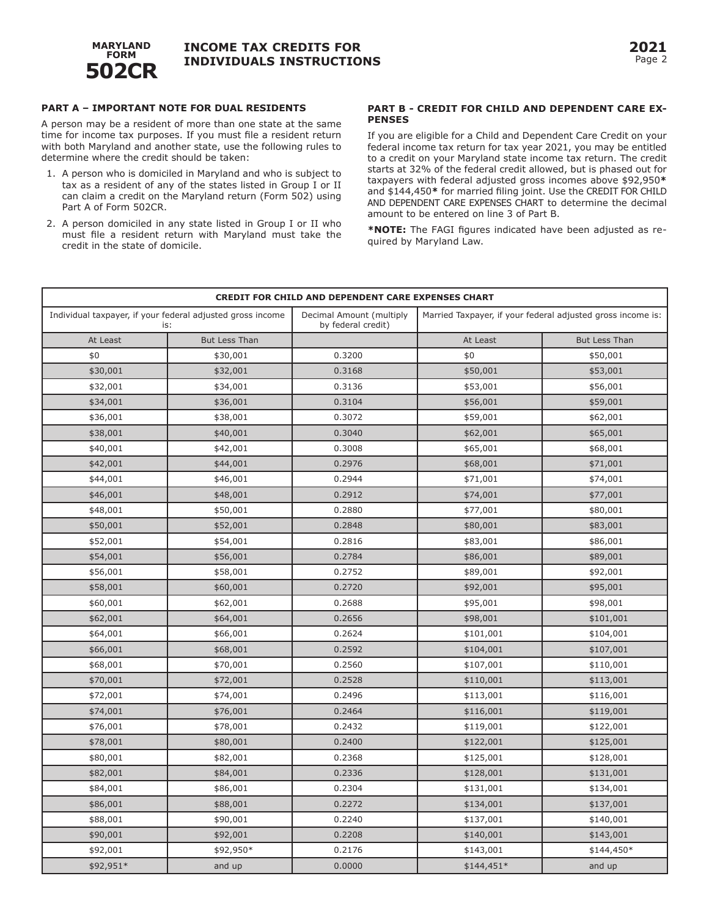**MARYLAND FORM 502CR**

# INCOME TAX CREDITS FOR INDIVIDUALS INSTRUCTIONS

**2021**

## PART A – IMPORTANT NOTE FOR DUAL RESIDENTS

A person may be a resident of more than one state at the same time for income tax purposes. If you must file a resident return with both Maryland and another state, use the following rules to determine where the credit should be taken:

1. A person who is domiciled in Maryland and who is subject to tax as a resident of any of the states listed in Group I or II can claim a credit on the Maryland return (Form 502) using Part A of Form 502CR.
2. A person domiciled in any state listed in Group I or II who must file a resident return with Maryland must take the credit in the state of domicile.

## PART B - CREDIT FOR CHILD AND DEPENDENT CARE EXPENSES

If you are eligible for a Child and Dependent Care Credit on your federal income tax return for tax year 2021, you may be entitled to a credit on your Maryland state income tax return. The credit starts at 32% of the federal credit allowed, but is phased out for taxpayers with federal adjusted gross incomes above $92,950**\*** and $144,450**\*** for married filing joint. Use the CREDIT FOR CHILD AND DEPENDENT CARE EXPENSES CHART to determine the decimal amount to be entered on line 3 of Part B.

**\*NOTE:** The FAGI figures indicated have been adjusted as required by Maryland Law.

**CREDIT FOR CHILD AND DEPENDENT CARE EXPENSES CHART**

| Individual taxpayer, if your federal adjusted gross income is: | | Decimal Amount (multiply by federal credit) | Married Taxpayer, if your federal adjusted gross income is: | |
|---|---|---|---|---|
| At Least | But Less Than | | At Least | But Less Than |
| $0 | $30,001 | 0.3200 | $0 | $50,001 |
| $30,001 | $32,001 | 0.3168 | $50,001 | $53,001 |
| $32,001 | $34,001 | 0.3136 | $53,001 | $56,001 |
| $34,001 | $36,001 | 0.3104 | $56,001 | $59,001 |
| $36,001 | $38,001 | 0.3072 | $59,001 | $62,001 |
| $38,001 | $40,001 | 0.3040 | $62,001 | $65,001 |
| $40,001 | $42,001 | 0.3008 | $65,001 | $68,001 |
| $42,001 | $44,001 | 0.2976 | $68,001 | $71,001 |
| $44,001 | $46,001 | 0.2944 | $71,001 | $74,001 |
| $46,001 | $48,001 | 0.2912 | $74,001 | $77,001 |
| $48,001 | $50,001 | 0.2880 | $77,001 | $80,001 |
| $50,001 | $52,001 | 0.2848 | $80,001 | $83,001 |
| $52,001 | $54,001 | 0.2816 | $83,001 | $86,001 |
| $54,001 | $56,001 | 0.2784 | $86,001 | $89,001 |
| $56,001 | $58,001 | 0.2752 | $89,001 | $92,001 |
| $58,001 | $60,001 | 0.2720 | $92,001 | $95,001 |
| $60,001 | $62,001 | 0.2688 | $95,001 | $98,001 |
| $62,001 | $64,001 | 0.2656 | $98,001 | $101,001 |
| $64,001 | $66,001 | 0.2624 | $101,001 | $104,001 |
| $66,001 | $68,001 | 0.2592 | $104,001 | $107,001 |
| $68,001 | $70,001 | 0.2560 | $107,001 | $110,001 |
| $70,001 | $72,001 | 0.2528 | $110,001 | $113,001 |
| $72,001 | $74,001 | 0.2496 | $113,001 | $116,001 |
| $74,001 | $76,001 | 0.2464 | $116,001 | $119,001 |
| $76,001 | $78,001 | 0.2432 | $119,001 | $122,001 |
| $78,001 | $80,001 | 0.2400 | $122,001 | $125,001 |
| $80,001 | $82,001 | 0.2368 | $125,001 | $128,001 |
| $82,001 | $84,001 | 0.2336 | $128,001 | $131,001 |
| $84,001 | $86,001 | 0.2304 | $131,001 | $134,001 |
| $86,001 | $88,001 | 0.2272 | $134,001 | $137,001 |
| $88,001 | $90,001 | 0.2240 | $137,001 | $140,001 |
| $90,001 | $92,001 | 0.2208 | $140,001 | $143,001 |
| $92,001 | $92,950* | 0.2176 | $143,001 | $144,450* |
| $92,951* | and up | 0.0000 | $144,451* | and up |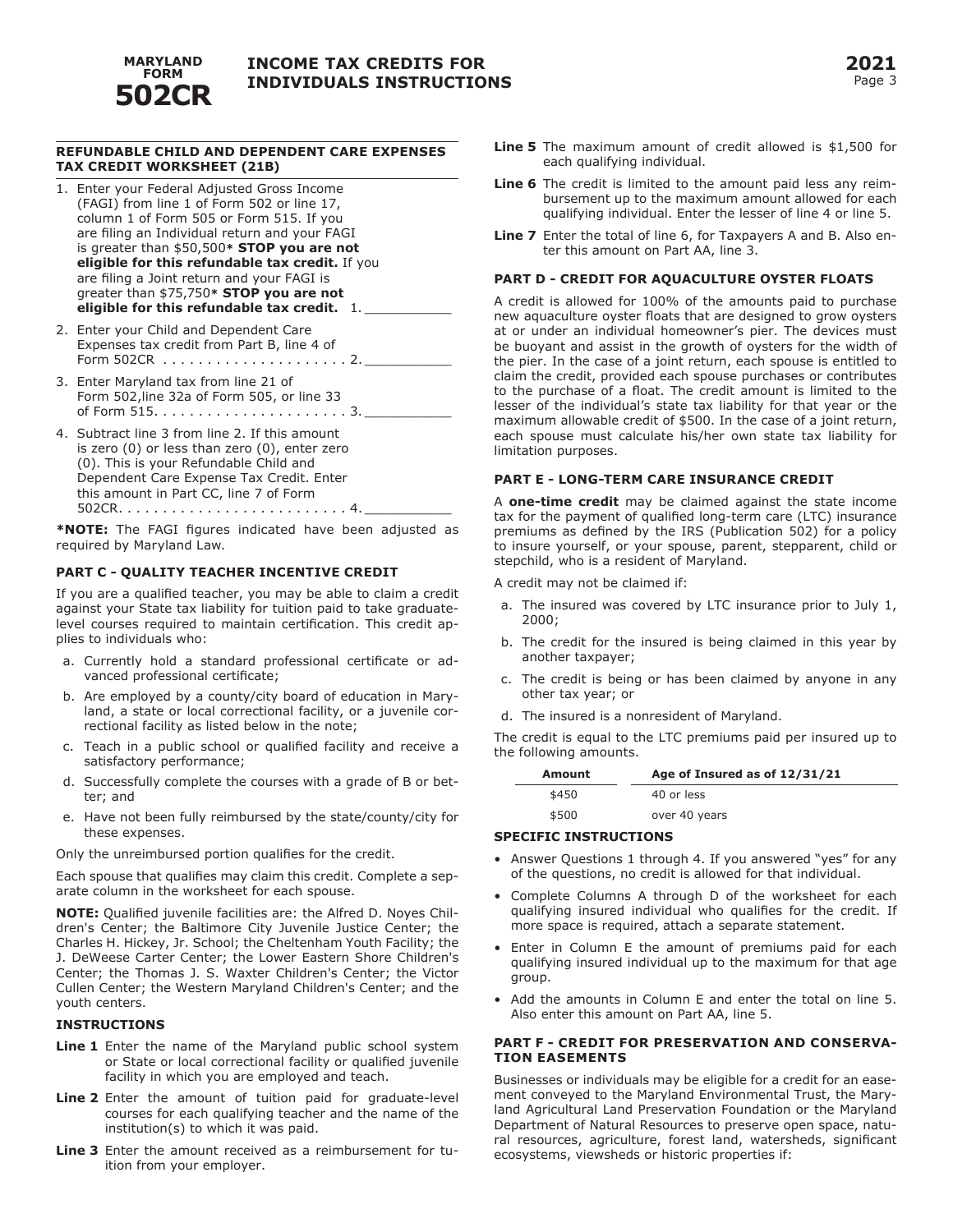## REFUNDABLE CHILD AND DEPENDENT CARE EXPENSES TAX CREDIT WORKSHEET (21B)

1. Enter your Federal Adjusted Gross Income (FAGI) from line 1 of Form 502 or line 17, column 1 of Form 505 or Form 515. If you are filing an Individual return and your FAGI is greater than $50,500* **STOP you are not eligible for this refundable tax credit.** If you are filing a Joint return and your FAGI is greater than $75,750* **STOP you are not eligible for this refundable tax credit.** 1. ___________
2. Enter your Child and Dependent Care Expenses tax credit from Part B, line 4 of Form 502CR . . . . . . . . . . . . . . . . . . . . . 2. ___________
3. Enter Maryland tax from line 21 of Form 502,line 32a of Form 505, or line 33 of Form 515. . . . . . . . . . . . . . . . . . . . . . 3. ___________
4. Subtract line 3 from line 2. If this amount is zero (0) or less than zero (0), enter zero (0). This is your Refundable Child and Dependent Care Expense Tax Credit. Enter this amount in Part CC, line 7 of Form 502CR. . . . . . . . . . . . . . . . . . . . . . . . . . 4. ___________

***NOTE:** The FAGI figures indicated have been adjusted as required by Maryland Law.

## PART C - QUALITY TEACHER INCENTIVE CREDIT

If you are a qualified teacher, you may be able to claim a credit against your State tax liability for tuition paid to take graduate-level courses required to maintain certification. This credit applies to individuals who:

a. Currently hold a standard professional certificate or advanced professional certificate;
b. Are employed by a county/city board of education in Maryland, a state or local correctional facility, or a juvenile correctional facility as listed below in the note;
c. Teach in a public school or qualified facility and receive a satisfactory performance;
d. Successfully complete the courses with a grade of B or better; and
e. Have not been fully reimbursed by the state/county/city for these expenses.

Only the unreimbursed portion qualifies for the credit.

Each spouse that qualifies may claim this credit. Complete a separate column in the worksheet for each spouse.

**NOTE:** Qualified juvenile facilities are: the Alfred D. Noyes Children's Center; the Baltimore City Juvenile Justice Center; the Charles H. Hickey, Jr. School; the Cheltenham Youth Facility; the J. DeWeese Carter Center; the Lower Eastern Shore Children's Center; the Thomas J. S. Waxter Children's Center; the Victor Cullen Center; the Western Maryland Children's Center; and the youth centers.

### INSTRUCTIONS

**Line 1** Enter the name of the Maryland public school system or State or local correctional facility or qualified juvenile facility in which you are employed and teach.

**Line 2** Enter the amount of tuition paid for graduate-level courses for each qualifying teacher and the name of the institution(s) to which it was paid.

**Line 3** Enter the amount received as a reimbursement for tuition from your employer.

**Line 5** The maximum amount of credit allowed is $1,500 for each qualifying individual.

**Line 6** The credit is limited to the amount paid less any reimbursement up to the maximum amount allowed for each qualifying individual. Enter the lesser of line 4 or line 5.

**Line 7** Enter the total of line 6, for Taxpayers A and B. Also enter this amount on Part AA, line 3.

## PART D - CREDIT FOR AQUACULTURE OYSTER FLOATS

A credit is allowed for 100% of the amounts paid to purchase new aquaculture oyster floats that are designed to grow oysters at or under an individual homeowner's pier. The devices must be buoyant and assist in the growth of oysters for the width of the pier. In the case of a joint return, each spouse is entitled to claim the credit, provided each spouse purchases or contributes to the purchase of a float. The credit amount is limited to the lesser of the individual's state tax liability for that year or the maximum allowable credit of $500. In the case of a joint return, each spouse must calculate his/her own state tax liability for limitation purposes.

## PART E - LONG-TERM CARE INSURANCE CREDIT

A **one-time credit** may be claimed against the state income tax for the payment of qualified long-term care (LTC) insurance premiums as defined by the IRS (Publication 502) for a policy to insure yourself, or your spouse, parent, stepparent, child or stepchild, who is a resident of Maryland.

A credit may not be claimed if:

a. The insured was covered by LTC insurance prior to July 1, 2000;
b. The credit for the insured is being claimed in this year by another taxpayer;
c. The credit is being or has been claimed by anyone in any other tax year; or
d. The insured is a nonresident of Maryland.

The credit is equal to the LTC premiums paid per insured up to the following amounts.

| Amount | Age of Insured as of 12/31/21 |
|---|---|
| $450 | 40 or less |
| $500 | over 40 years |

### SPECIFIC INSTRUCTIONS

- Answer Questions 1 through 4. If you answered "yes" for any of the questions, no credit is allowed for that individual.
- Complete Columns A through D of the worksheet for each qualifying insured individual who qualifies for the credit. If more space is required, attach a separate statement.
- Enter in Column E the amount of premiums paid for each qualifying insured individual up to the maximum for that age group.
- Add the amounts in Column E and enter the total on line 5. Also enter this amount on Part AA, line 5.

## PART F - CREDIT FOR PRESERVATION AND CONSERVATION EASEMENTS

Businesses or individuals may be eligible for a credit for an easement conveyed to the Maryland Environmental Trust, the Maryland Agricultural Land Preservation Foundation or the Maryland Department of Natural Resources to preserve open space, natural resources, agriculture, forest land, watersheds, significant ecosystems, viewsheds or historic properties if: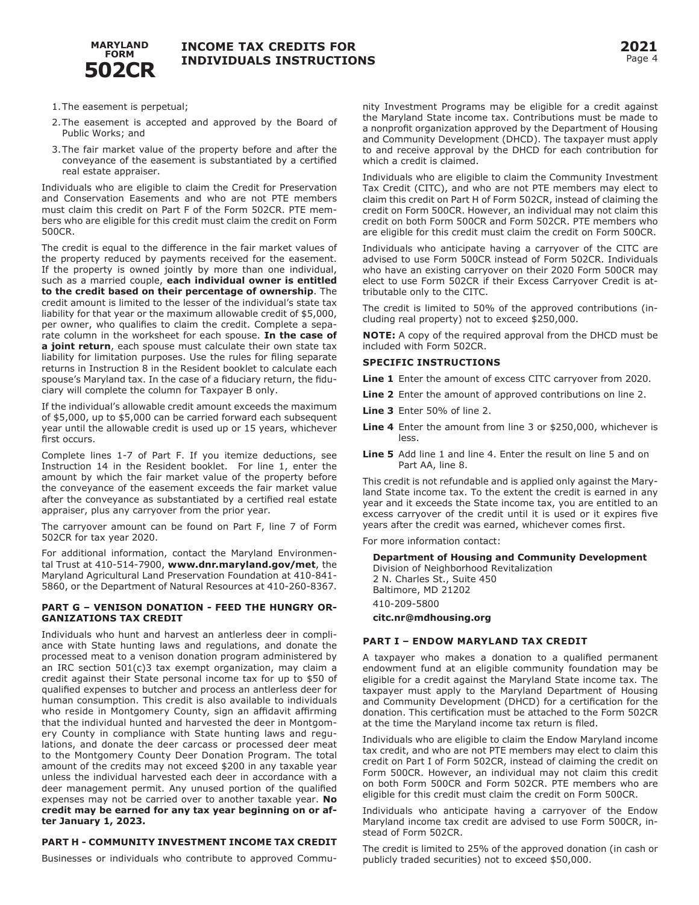1. The easement is perpetual;
2. The easement is accepted and approved by the Board of Public Works; and
3. The fair market value of the property before and after the conveyance of the easement is substantiated by a certified real estate appraiser.

Individuals who are eligible to claim the Credit for Preservation and Conservation Easements and who are not PTE members must claim this credit on Part F of the Form 502CR. PTE members who are eligible for this credit must claim the credit on Form 500CR.

The credit is equal to the difference in the fair market values of the property reduced by payments received for the easement. If the property is owned jointly by more than one individual, such as a married couple, **each individual owner is entitled to the credit based on their percentage of ownership**. The credit amount is limited to the lesser of the individual's state tax liability for that year or the maximum allowable credit of $5,000, per owner, who qualifies to claim the credit. Complete a separate column in the worksheet for each spouse. **In the case of a joint return**, each spouse must calculate their own state tax liability for limitation purposes. Use the rules for filing separate returns in Instruction 8 in the Resident booklet to calculate each spouse's Maryland tax. In the case of a fiduciary return, the fiduciary will complete the column for Taxpayer B only.

If the individual's allowable credit amount exceeds the maximum of $5,000, up to $5,000 can be carried forward each subsequent year until the allowable credit is used up or 15 years, whichever first occurs.

Complete lines 1-7 of Part F. If you itemize deductions, see Instruction 14 in the Resident booklet. For line 1, enter the amount by which the fair market value of the property before the conveyance of the easement exceeds the fair market value after the conveyance as substantiated by a certified real estate appraiser, plus any carryover from the prior year.

The carryover amount can be found on Part F, line 7 of Form 502CR for tax year 2020.

For additional information, contact the Maryland Environmental Trust at 410-514-7900, **www.dnr.maryland.gov/met**, the Maryland Agricultural Land Preservation Foundation at 410-841-5860, or the Department of Natural Resources at 410-260-8367.

### PART G – VENISON DONATION - FEED THE HUNGRY ORGANIZATIONS TAX CREDIT

Individuals who hunt and harvest an antlerless deer in compliance with State hunting laws and regulations, and donate the processed meat to a venison donation program administered by an IRC section 501(c)3 tax exempt organization, may claim a credit against their State personal income tax for up to $50 of qualified expenses to butcher and process an antlerless deer for human consumption. This credit is also available to individuals who reside in Montgomery County, sign an affidavit affirming that the individual hunted and harvested the deer in Montgomery County in compliance with State hunting laws and regulations, and donate the deer carcass or processed deer meat to the Montgomery County Deer Donation Program. The total amount of the credits may not exceed $200 in any taxable year unless the individual harvested each deer in accordance with a deer management permit. Any unused portion of the qualified expenses may not be carried over to another taxable year. **No credit may be earned for any tax year beginning on or after January 1, 2023.**

### PART H - COMMUNITY INVESTMENT INCOME TAX CREDIT

Businesses or individuals who contribute to approved Community Investment Programs may be eligible for a credit against the Maryland State income tax. Contributions must be made to a nonprofit organization approved by the Department of Housing and Community Development (DHCD). The taxpayer must apply to and receive approval by the DHCD for each contribution for which a credit is claimed.

Individuals who are eligible to claim the Community Investment Tax Credit (CITC), and who are not PTE members may elect to claim this credit on Part H of Form 502CR, instead of claiming the credit on Form 500CR. However, an individual may not claim this credit on both Form 500CR and Form 502CR. PTE members who are eligible for this credit must claim the credit on Form 500CR.

Individuals who anticipate having a carryover of the CITC are advised to use Form 500CR instead of Form 502CR. Individuals who have an existing carryover on their 2020 Form 500CR may elect to use Form 502CR if their Excess Carryover Credit is attributable only to the CITC.

The credit is limited to 50% of the approved contributions (including real property) not to exceed $250,000.

**NOTE:** A copy of the required approval from the DHCD must be included with Form 502CR.

#### SPECIFIC INSTRUCTIONS

**Line 1** Enter the amount of excess CITC carryover from 2020.

**Line 2** Enter the amount of approved contributions on line 2.

**Line 3** Enter 50% of line 2.

**Line 4** Enter the amount from line 3 or $250,000, whichever is less.

**Line 5** Add line 1 and line 4. Enter the result on line 5 and on Part AA, line 8.

This credit is not refundable and is applied only against the Maryland State income tax. To the extent the credit is earned in any year and it exceeds the State income tax, you are entitled to an excess carryover of the credit until it is used or it expires five years after the credit was earned, whichever comes first.

For more information contact:

**Department of Housing and Community Development**
Division of Neighborhood Revitalization
2 N. Charles St., Suite 450
Baltimore, MD 21202
410-209-5800
**citc.nr@mdhousing.org**

### PART I – ENDOW MARYLAND TAX CREDIT

A taxpayer who makes a donation to a qualified permanent endowment fund at an eligible community foundation may be eligible for a credit against the Maryland State income tax. The taxpayer must apply to the Maryland Department of Housing and Community Development (DHCD) for a certification for the donation. This certification must be attached to the Form 502CR at the time the Maryland income tax return is filed.

Individuals who are eligible to claim the Endow Maryland income tax credit, and who are not PTE members may elect to claim this credit on Part I of Form 502CR, instead of claiming the credit on Form 500CR. However, an individual may not claim this credit on both Form 500CR and Form 502CR. PTE members who are eligible for this credit must claim the credit on Form 500CR.

Individuals who anticipate having a carryover of the Endow Maryland income tax credit are advised to use Form 500CR, instead of Form 502CR.

The credit is limited to 25% of the approved donation (in cash or publicly traded securities) not to exceed $50,000.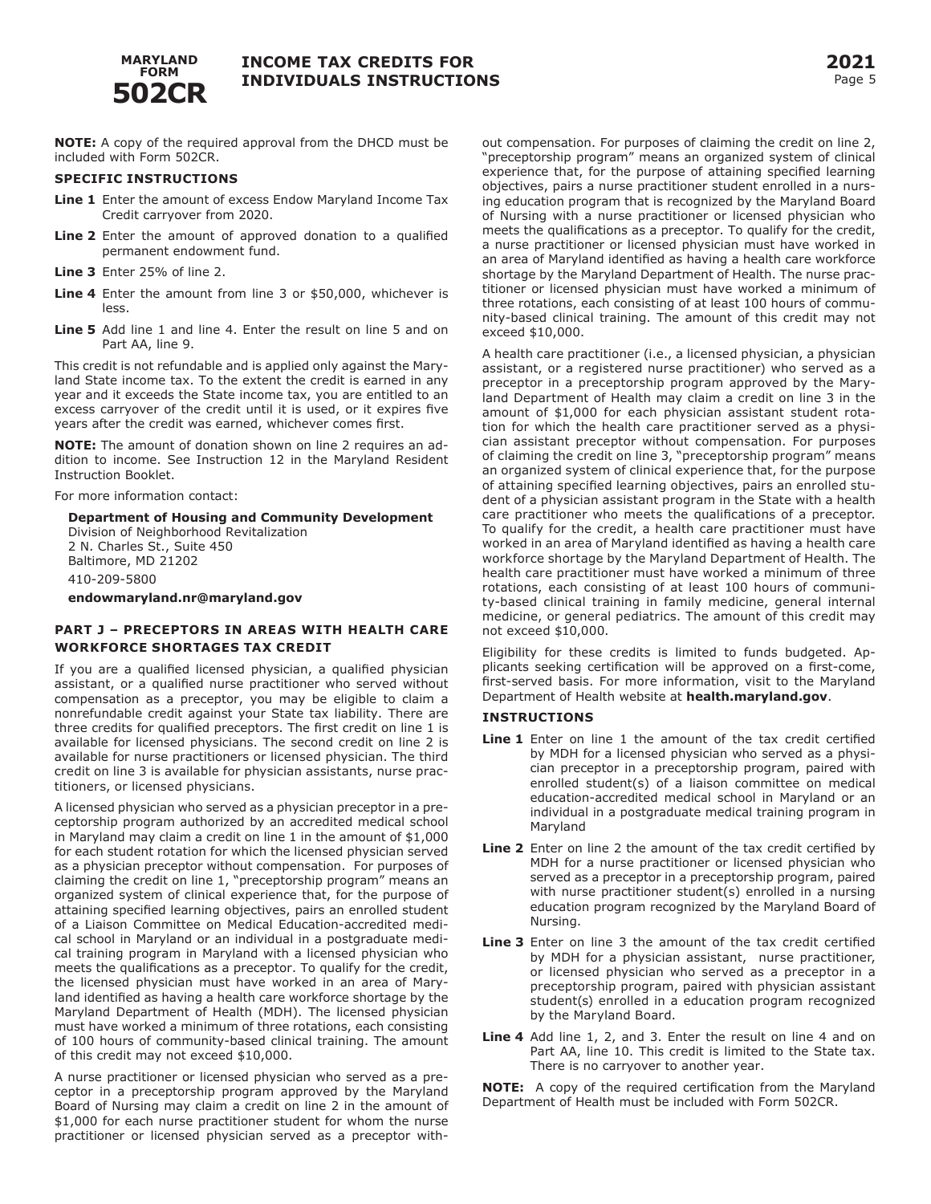**NOTE:** A copy of the required approval from the DHCD must be included with Form 502CR.

### SPECIFIC INSTRUCTIONS

**Line 1** Enter the amount of excess Endow Maryland Income Tax Credit carryover from 2020.

**Line 2** Enter the amount of approved donation to a qualified permanent endowment fund.

**Line 3** Enter 25% of line 2.

**Line 4** Enter the amount from line 3 or $50,000, whichever is less.

**Line 5** Add line 1 and line 4. Enter the result on line 5 and on Part AA, line 9.

This credit is not refundable and is applied only against the Maryland State income tax. To the extent the credit is earned in any year and it exceeds the State income tax, you are entitled to an excess carryover of the credit until it is used, or it expires five years after the credit was earned, whichever comes first.

**NOTE:** The amount of donation shown on line 2 requires an addition to income. See Instruction 12 in the Maryland Resident Instruction Booklet.

For more information contact:

**Department of Housing and Community Development**
Division of Neighborhood Revitalization
2 N. Charles St., Suite 450
Baltimore, MD 21202
410-209-5800
**endowmaryland.nr@maryland.gov**

### PART J – PRECEPTORS IN AREAS WITH HEALTH CARE WORKFORCE SHORTAGES TAX CREDIT

If you are a qualified licensed physician, a qualified physician assistant, or a qualified nurse practitioner who served without compensation as a preceptor, you may be eligible to claim a nonrefundable credit against your State tax liability. There are three credits for qualified preceptors. The first credit on line 1 is available for licensed physicians. The second credit on line 2 is available for nurse practitioners or licensed physician. The third credit on line 3 is available for physician assistants, nurse practitioners, or licensed physicians.

A licensed physician who served as a physician preceptor in a preceptorship program authorized by an accredited medical school in Maryland may claim a credit on line 1 in the amount of $1,000 for each student rotation for which the licensed physician served as a physician preceptor without compensation. For purposes of claiming the credit on line 1, "preceptorship program" means an organized system of clinical experience that, for the purpose of attaining specified learning objectives, pairs an enrolled student of a Liaison Committee on Medical Education-accredited medical school in Maryland or an individual in a postgraduate medical training program in Maryland with a licensed physician who meets the qualifications as a preceptor. To qualify for the credit, the licensed physician must have worked in an area of Maryland identified as having a health care workforce shortage by the Maryland Department of Health (MDH). The licensed physician must have worked a minimum of three rotations, each consisting of 100 hours of community-based clinical training. The amount of this credit may not exceed $10,000.

A nurse practitioner or licensed physician who served as a preceptor in a preceptorship program approved by the Maryland Board of Nursing may claim a credit on line 2 in the amount of $1,000 for each nurse practitioner student for whom the nurse practitioner or licensed physician served as a preceptor without compensation. For purposes of claiming the credit on line 2, "preceptorship program" means an organized system of clinical experience that, for the purpose of attaining specified learning objectives, pairs a nurse practitioner student enrolled in a nursing education program that is recognized by the Maryland Board of Nursing with a nurse practitioner or licensed physician who meets the qualifications as a preceptor. To qualify for the credit, a nurse practitioner or licensed physician must have worked in an area of Maryland identified as having a health care workforce shortage by the Maryland Department of Health. The nurse practitioner or licensed physician must have worked a minimum of three rotations, each consisting of at least 100 hours of community-based clinical training. The amount of this credit may not exceed $10,000.

A health care practitioner (i.e., a licensed physician, a physician assistant, or a registered nurse practitioner) who served as a preceptor in a preceptorship program approved by the Maryland Department of Health may claim a credit on line 3 in the amount of $1,000 for each physician assistant student rotation for which the health care practitioner served as a physician assistant preceptor without compensation. For purposes of claiming the credit on line 3, "preceptorship program" means an organized system of clinical experience that, for the purpose of attaining specified learning objectives, pairs an enrolled student of a physician assistant program in the State with a health care practitioner who meets the qualifications of a preceptor. To qualify for the credit, a health care practitioner must have worked in an area of Maryland identified as having a health care workforce shortage by the Maryland Department of Health. The health care practitioner must have worked a minimum of three rotations, each consisting of at least 100 hours of community-based clinical training in family medicine, general internal medicine, or general pediatrics. The amount of this credit may not exceed $10,000.

Eligibility for these credits is limited to funds budgeted. Applicants seeking certification will be approved on a first-come, first-served basis. For more information, visit to the Maryland Department of Health website at **health.maryland.gov**.

### INSTRUCTIONS

**Line 1** Enter on line 1 the amount of the tax credit certified by MDH for a licensed physician who served as a physician preceptor in a preceptorship program, paired with enrolled student(s) of a liaison committee on medical education-accredited medical school in Maryland or an individual in a postgraduate medical training program in Maryland

**Line 2** Enter on line 2 the amount of the tax credit certified by MDH for a nurse practitioner or licensed physician who served as a preceptor in a preceptorship program, paired with nurse practitioner student(s) enrolled in a nursing education program recognized by the Maryland Board of Nursing.

**Line 3** Enter on line 3 the amount of the tax credit certified by MDH for a physician assistant, nurse practitioner, or licensed physician who served as a preceptor in a preceptorship program, paired with physician assistant student(s) enrolled in a education program recognized by the Maryland Board.

**Line 4** Add line 1, 2, and 3. Enter the result on line 4 and on Part AA, line 10. This credit is limited to the State tax. There is no carryover to another year.

**NOTE:** A copy of the required certification from the Maryland Department of Health must be included with Form 502CR.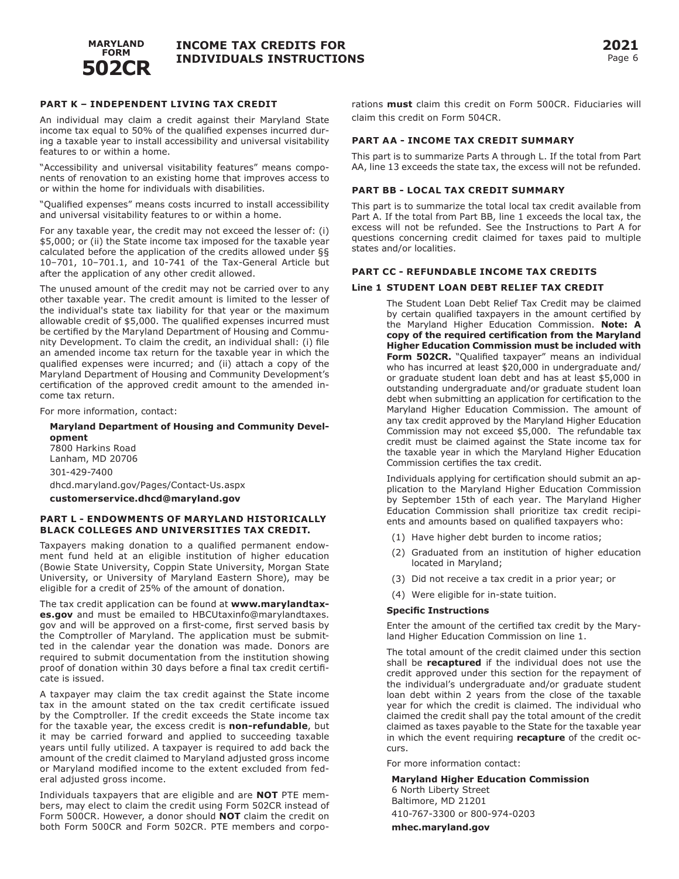### PART K – INDEPENDENT LIVING TAX CREDIT

An individual may claim a credit against their Maryland State income tax equal to 50% of the qualified expenses incurred during a taxable year to install accessibility and universal visitability features to or within a home.

"Accessibility and universal visitability features" means components of renovation to an existing home that improves access to or within the home for individuals with disabilities.

"Qualified expenses" means costs incurred to install accessibility and universal visitability features to or within a home.

For any taxable year, the credit may not exceed the lesser of: (i) $5,000; or (ii) the State income tax imposed for the taxable year calculated before the application of the credits allowed under §§ 10–701, 10–701.1, and 10-741 of the Tax-General Article but after the application of any other credit allowed.

The unused amount of the credit may not be carried over to any other taxable year. The credit amount is limited to the lesser of the individual's state tax liability for that year or the maximum allowable credit of $5,000. The qualified expenses incurred must be certified by the Maryland Department of Housing and Community Development. To claim the credit, an individual shall: (i) file an amended income tax return for the taxable year in which the qualified expenses were incurred; and (ii) attach a copy of the Maryland Department of Housing and Community Development's certification of the approved credit amount to the amended income tax return.

For more information, contact:

**Maryland Department of Housing and Community Development**
7800 Harkins Road
Lanham, MD 20706
301-429-7400
dhcd.maryland.gov/Pages/Contact-Us.aspx
**customerservice.dhcd@maryland.gov**

### PART L - ENDOWMENTS OF MARYLAND HISTORICALLY BLACK COLLEGES AND UNIVERSITIES TAX CREDIT.

Taxpayers making donation to a qualified permanent endowment fund held at an eligible institution of higher education (Bowie State University, Coppin State University, Morgan State University, or University of Maryland Eastern Shore), may be eligible for a credit of 25% of the amount of donation.

The tax credit application can be found at **www.marylandtaxes.gov** and must be emailed to HBCUtaxinfo@marylandtaxes.gov and will be approved on a first-come, first served basis by the Comptroller of Maryland. The application must be submitted in the calendar year the donation was made. Donors are required to submit documentation from the institution showing proof of donation within 30 days before a final tax credit certificate is issued.

A taxpayer may claim the tax credit against the State income tax in the amount stated on the tax credit certificate issued by the Comptroller. If the credit exceeds the State income tax for the taxable year, the excess credit is **non-refundable**, but it may be carried forward and applied to succeeding taxable years until fully utilized. A taxpayer is required to add back the amount of the credit claimed to Maryland adjusted gross income or Maryland modified income to the extent excluded from federal adjusted gross income.

Individuals taxpayers that are eligible and are **NOT** PTE members, may elect to claim the credit using Form 502CR instead of Form 500CR. However, a donor should **NOT** claim the credit on both Form 500CR and Form 502CR. PTE members and corporations **must** claim this credit on Form 500CR. Fiduciaries will claim this credit on Form 504CR.

### PART AA - INCOME TAX CREDIT SUMMARY

This part is to summarize Parts A through L. If the total from Part AA, line 13 exceeds the state tax, the excess will not be refunded.

### PART BB - LOCAL TAX CREDIT SUMMARY

This part is to summarize the total local tax credit available from Part A. If the total from Part BB, line 1 exceeds the local tax, the excess will not be refunded. See the Instructions to Part A for questions concerning credit claimed for taxes paid to multiple states and/or localities.

### PART CC - REFUNDABLE INCOME TAX CREDITS

#### Line 1 STUDENT LOAN DEBT RELIEF TAX CREDIT

The Student Loan Debt Relief Tax Credit may be claimed by certain qualified taxpayers in the amount certified by the Maryland Higher Education Commission. **Note: A copy of the required certification from the Maryland Higher Education Commission must be included with Form 502CR.** "Qualified taxpayer" means an individual who has incurred at least $20,000 in undergraduate and/or graduate student loan debt and has at least $5,000 in outstanding undergraduate and/or graduate student loan debt when submitting an application for certification to the Maryland Higher Education Commission. The amount of any tax credit approved by the Maryland Higher Education Commission may not exceed $5,000. The refundable tax credit must be claimed against the State income tax for the taxable year in which the Maryland Higher Education Commission certifies the tax credit.

Individuals applying for certification should submit an application to the Maryland Higher Education Commission by September 15th of each year. The Maryland Higher Education Commission shall prioritize tax credit recipients and amounts based on qualified taxpayers who:

(1) Have higher debt burden to income ratios;

(2) Graduated from an institution of higher education located in Maryland;

(3) Did not receive a tax credit in a prior year; or

(4) Were eligible for in-state tuition.

**Specific Instructions**

Enter the amount of the certified tax credit by the Maryland Higher Education Commission on line 1.

The total amount of the credit claimed under this section shall be **recaptured** if the individual does not use the credit approved under this section for the repayment of the individual's undergraduate and/or graduate student loan debt within 2 years from the close of the taxable year for which the credit is claimed. The individual who claimed the credit shall pay the total amount of the credit claimed as taxes payable to the State for the taxable year in which the event requiring **recapture** of the credit occurs.

For more information contact:

**Maryland Higher Education Commission**
6 North Liberty Street
Baltimore, MD 21201
410-767-3300 or 800-974-0203
**mhec.maryland.gov**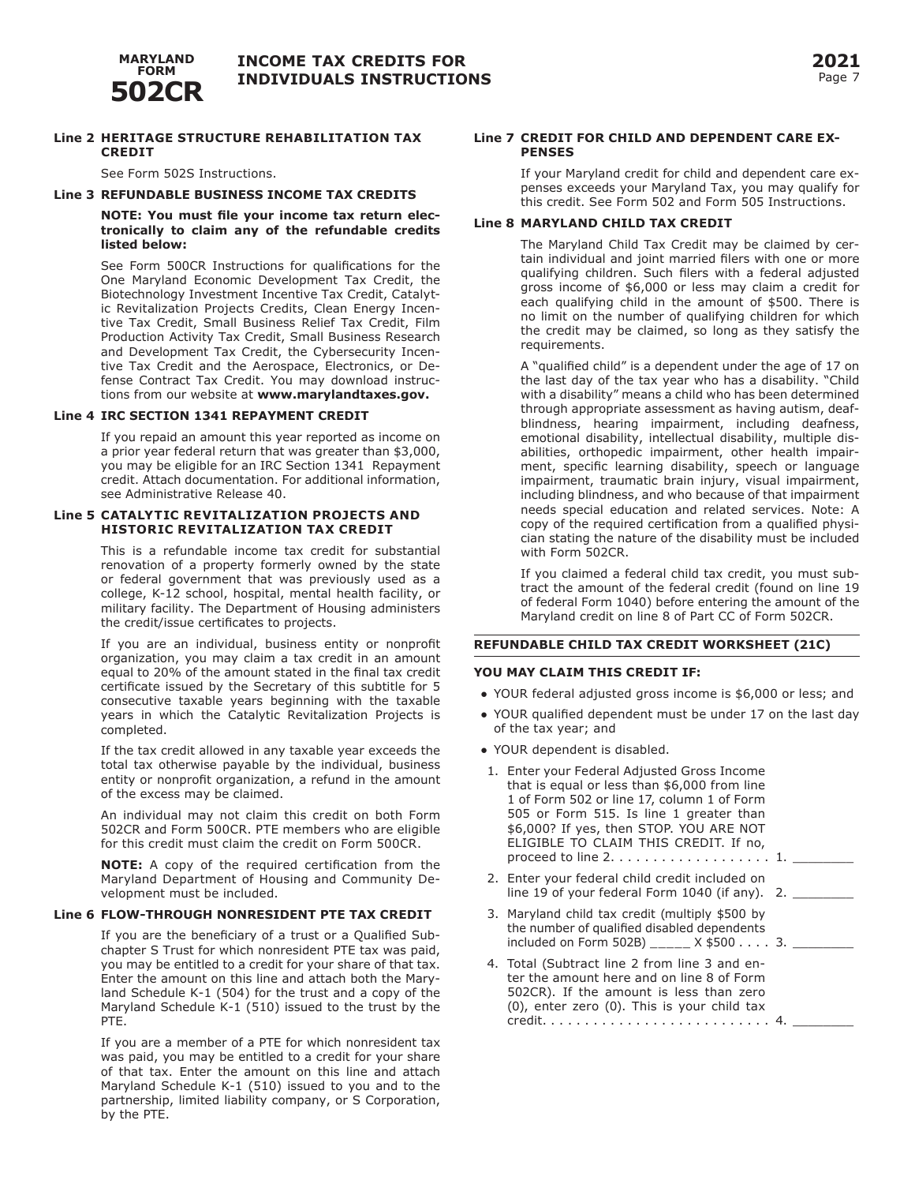### Line 2 HERITAGE STRUCTURE REHABILITATION TAX CREDIT

See Form 502S Instructions.

### Line 3 REFUNDABLE BUSINESS INCOME TAX CREDITS

**NOTE: You must file your income tax return electronically to claim any of the refundable credits listed below:**

See Form 500CR Instructions for qualifications for the One Maryland Economic Development Tax Credit, the Biotechnology Investment Incentive Tax Credit, Catalytic Revitalization Projects Credits, Clean Energy Incentive Tax Credit, Small Business Relief Tax Credit, Film Production Activity Tax Credit, Small Business Research and Development Tax Credit, the Cybersecurity Incentive Tax Credit and the Aerospace, Electronics, or Defense Contract Tax Credit. You may download instructions from our website at **www.marylandtaxes.gov.**

### Line 4 IRC SECTION 1341 REPAYMENT CREDIT

If you repaid an amount this year reported as income on a prior year federal return that was greater than $3,000, you may be eligible for an IRC Section 1341 Repayment credit. Attach documentation. For additional information, see Administrative Release 40.

### Line 5 CATALYTIC REVITALIZATION PROJECTS AND HISTORIC REVITALIZATION TAX CREDIT

This is a refundable income tax credit for substantial renovation of a property formerly owned by the state or federal government that was previously used as a college, K-12 school, hospital, mental health facility, or military facility. The Department of Housing administers the credit/issue certificates to projects.

If you are an individual, business entity or nonprofit organization, you may claim a tax credit in an amount equal to 20% of the amount stated in the final tax credit certificate issued by the Secretary of this subtitle for 5 consecutive taxable years beginning with the taxable years in which the Catalytic Revitalization Projects is completed.

If the tax credit allowed in any taxable year exceeds the total tax otherwise payable by the individual, business entity or nonprofit organization, a refund in the amount of the excess may be claimed.

An individual may not claim this credit on both Form 502CR and Form 500CR. PTE members who are eligible for this credit must claim the credit on Form 500CR.

**NOTE:** A copy of the required certification from the Maryland Department of Housing and Community Development must be included.

### Line 6 FLOW-THROUGH NONRESIDENT PTE TAX CREDIT

If you are the beneficiary of a trust or a Qualified Subchapter S Trust for which nonresident PTE tax was paid, you may be entitled to a credit for your share of that tax. Enter the amount on this line and attach both the Maryland Schedule K-1 (504) for the trust and a copy of the Maryland Schedule K-1 (510) issued to the trust by the PTE.

If you are a member of a PTE for which nonresident tax was paid, you may be entitled to a credit for your share of that tax. Enter the amount on this line and attach Maryland Schedule K-1 (510) issued to you and to the partnership, limited liability company, or S Corporation, by the PTE.

### Line 7 CREDIT FOR CHILD AND DEPENDENT CARE EXPENSES

If your Maryland credit for child and dependent care expenses exceeds your Maryland Tax, you may qualify for this credit. See Form 502 and Form 505 Instructions.

### Line 8 MARYLAND CHILD TAX CREDIT

The Maryland Child Tax Credit may be claimed by certain individual and joint married filers with one or more qualifying children. Such filers with a federal adjusted gross income of $6,000 or less may claim a credit for each qualifying child in the amount of $500. There is no limit on the number of qualifying children for which the credit may be claimed, so long as they satisfy the requirements.

A "qualified child" is a dependent under the age of 17 on the last day of the tax year who has a disability. "Child with a disability" means a child who has been determined through appropriate assessment as having autism, deafblindness, hearing impairment, including deafness, emotional disability, intellectual disability, multiple disabilities, orthopedic impairment, other health impairment, specific learning disability, speech or language impairment, traumatic brain injury, visual impairment, including blindness, and who because of that impairment needs special education and related services. Note: A copy of the required certification from a qualified physician stating the nature of the disability must be included with Form 502CR.

If you claimed a federal child tax credit, you must subtract the amount of the federal credit (found on line 19 of federal Form 1040) before entering the amount of the Maryland credit on line 8 of Part CC of Form 502CR.

### REFUNDABLE CHILD TAX CREDIT WORKSHEET (21C)

**YOU MAY CLAIM THIS CREDIT IF:**

- YOUR federal adjusted gross income is $6,000 or less; and
- YOUR qualified dependent must be under 17 on the last day of the tax year; and
- YOUR dependent is disabled.

1. Enter your Federal Adjusted Gross Income that is equal or less than $6,000 from line 1 of Form 502 or line 17, column 1 of Form 505 or Form 515. Is line 1 greater than $6,000? If yes, then STOP. YOU ARE NOT ELIGIBLE TO CLAIM THIS CREDIT. If no, proceed to line 2. . . . . . . . . . . . . . . . . . . 1. ________
2. Enter your federal child credit included on line 19 of your federal Form 1040 (if any). 2. ________
3. Maryland child tax credit (multiply $500 by the number of qualified disabled dependents included on Form 502B) _____ X $500 . . . . 3. ________
4. Total (Subtract line 2 from line 3 and enter the amount here and on line 8 of Form 502CR). If the amount is less than zero (0), enter zero (0). This is your child tax credit. . . . . . . . . . . . . . . . . . . . . . . . . . . 4. ________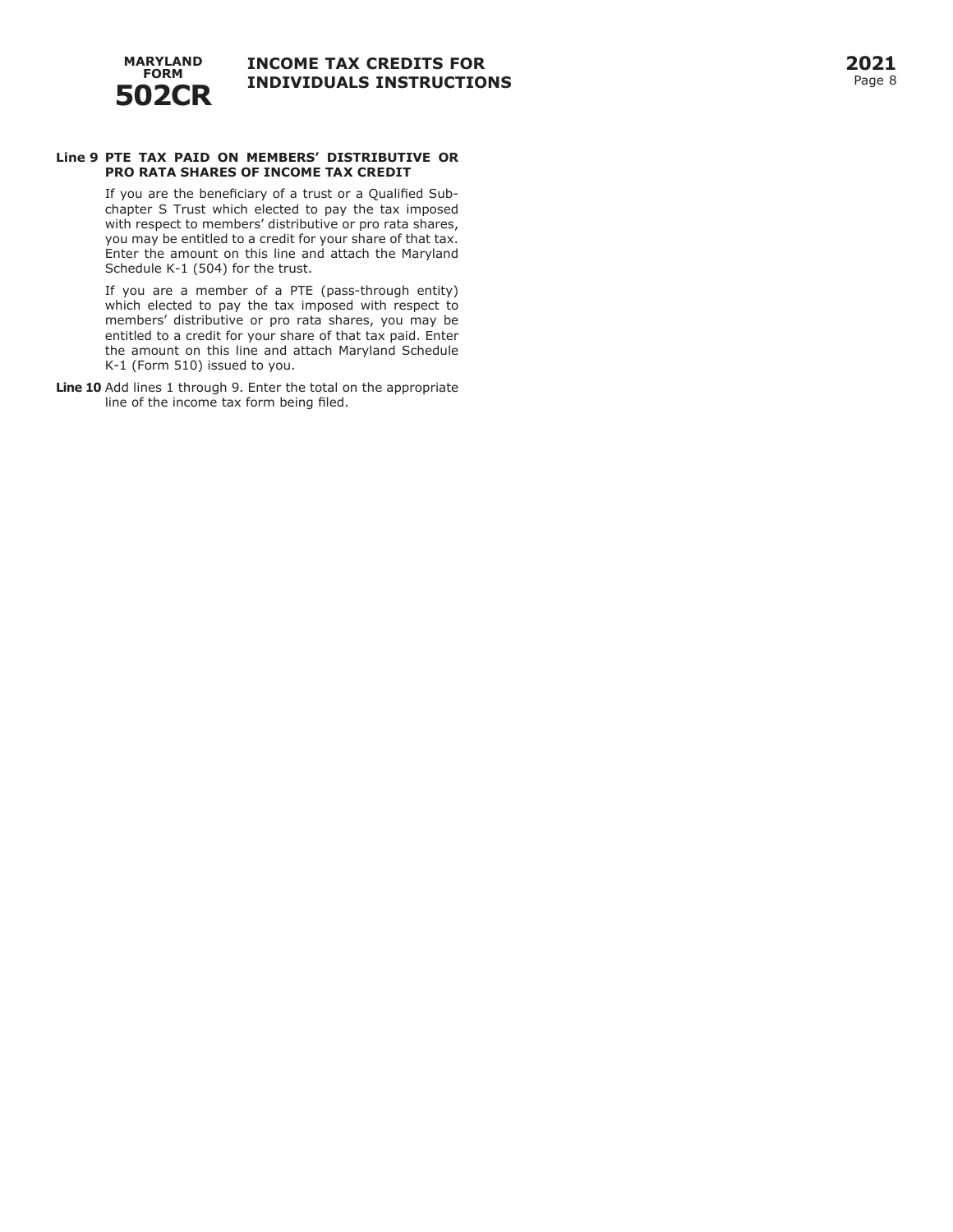**Line 9 PTE TAX PAID ON MEMBERS' DISTRIBUTIVE OR PRO RATA SHARES OF INCOME TAX CREDIT**

If you are the beneficiary of a trust or a Qualified Subchapter S Trust which elected to pay the tax imposed with respect to members' distributive or pro rata shares, you may be entitled to a credit for your share of that tax. Enter the amount on this line and attach the Maryland Schedule K-1 (504) for the trust.

If you are a member of a PTE (pass-through entity) which elected to pay the tax imposed with respect to members' distributive or pro rata shares, you may be entitled to a credit for your share of that tax paid. Enter the amount on this line and attach Maryland Schedule K-1 (Form 510) issued to you.

**Line 10** Add lines 1 through 9. Enter the total on the appropriate line of the income tax form being filed.